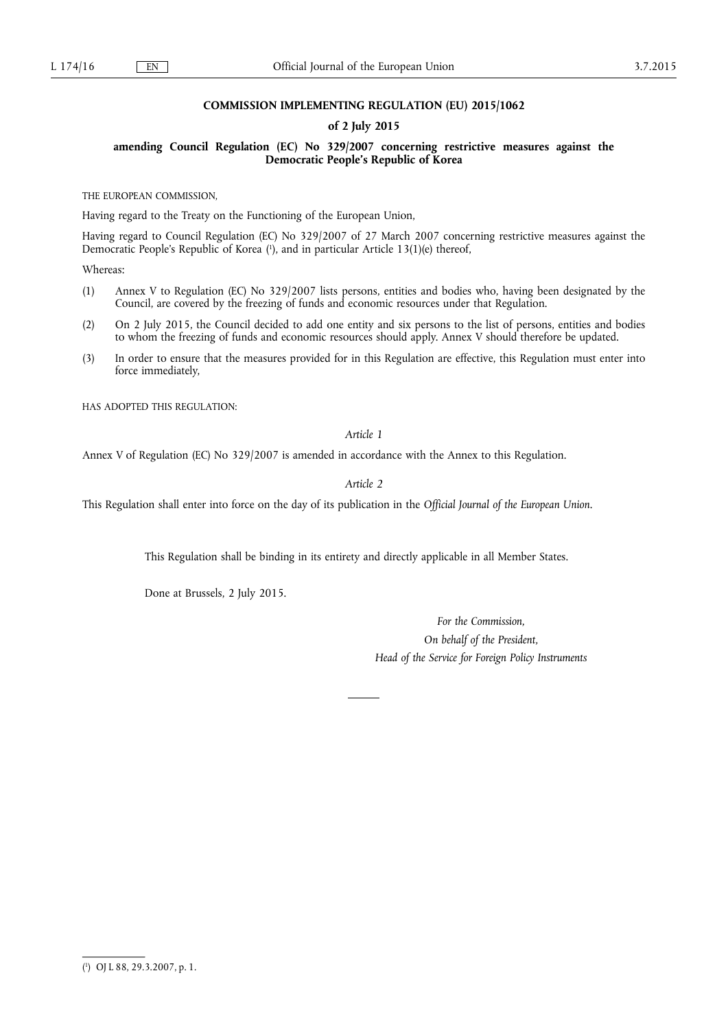**COMMISSION IMPLEMENTING REGULATION (EU) 2015/1062**

**of 2 July 2015**

**amending Council Regulation (EC) No 329/2007 concerning restrictive measures against the Democratic People's Republic of Korea**

THE EUROPEAN COMMISSION,

Having regard to the Treaty on the Functioning of the European Union,

Having regard to Council Regulation (EC) No 329/2007 of 27 March 2007 concerning restrictive measures against the Democratic People's Republic of Korea [1], and in particular Article 13(1)(e) thereof,

Whereas:

(1) Annex V to Regulation (EC) No 329/2007 lists persons, entities and bodies who, having been designated by the Council, are covered by the freezing of funds and economic resources under that Regulation.

(2) On 2 July 2015, the Council decided to add one entity and six persons to the list of persons, entities and bodies to whom the freezing of funds and economic resources should apply. Annex V should therefore be updated.

(3) In order to ensure that the measures provided for in this Regulation are effective, this Regulation must enter into force immediately,

HAS ADOPTED THIS REGULATION:

*Article 1*

Annex V of Regulation (EC) No 329/2007 is amended in accordance with the Annex to this Regulation.

*Article 2*

This Regulation shall enter into force on the day of its publication in the *Official Journal of the European Union*.

This Regulation shall be binding in its entirety and directly applicable in all Member States.

Done at Brussels, 2 July 2015.

*For the Commission,*

*On behalf of the President,*

*Head of the Service for Foreign Policy Instruments*

---

[1] OJ L 88, 29.3.2007, p. 1.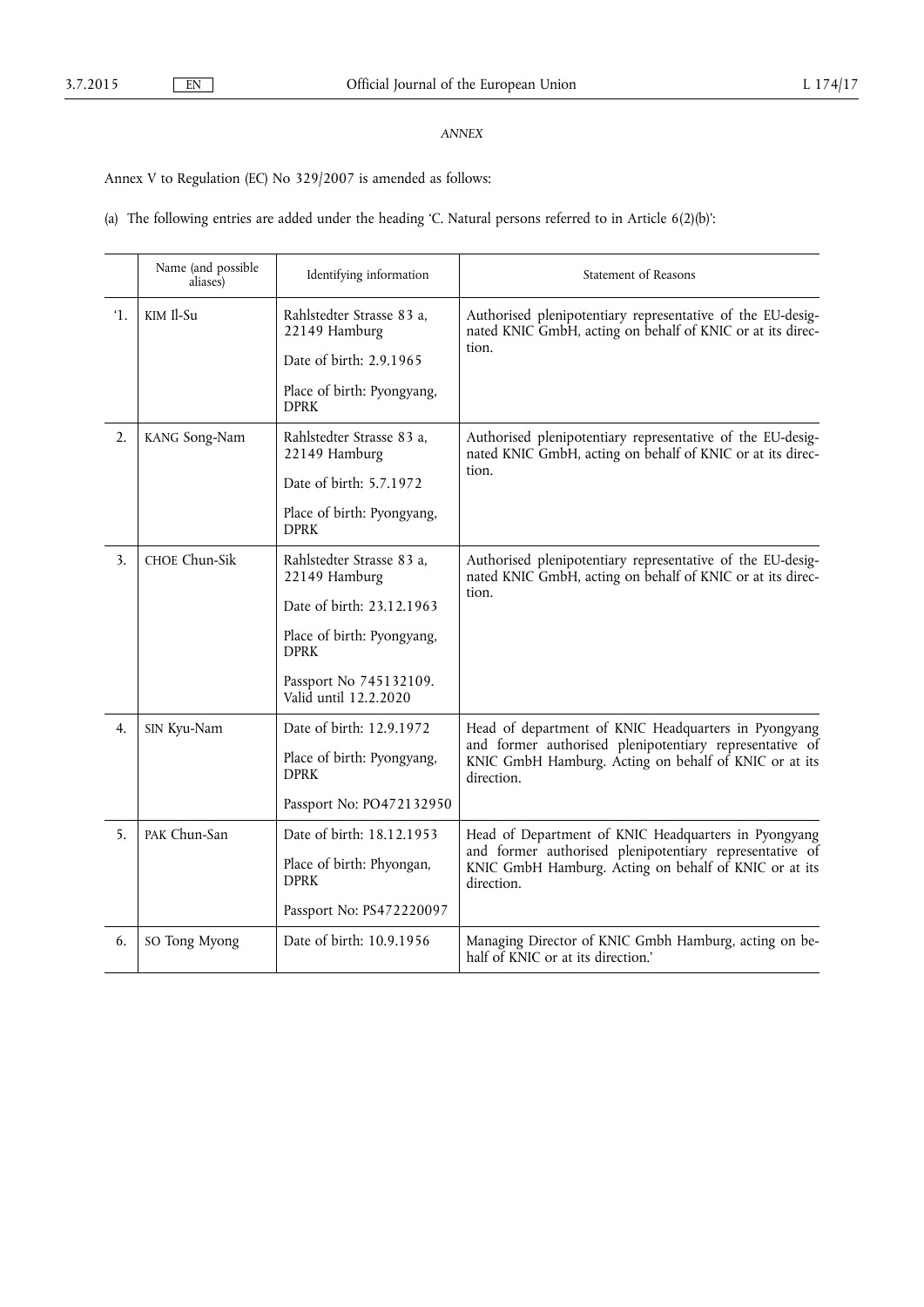*ANNEX*

Annex V to Regulation (EC) No 329/2007 is amended as follows:

(a) The following entries are added under the heading 'C. Natural persons referred to in Article 6(2)(b)':

| | Name (and possible aliases) | Identifying information | Statement of Reasons |
|---|---|---|---|
| '1. | KIM Il-Su | Rahlstedter Strasse 83 a, 22149 Hamburg<br><br>Date of birth: 2.9.1965<br><br>Place of birth: Pyongyang, DPRK | Authorised plenipotentiary representative of the EU-designated KNIC GmbH, acting on behalf of KNIC or at its direction. |
| 2. | KANG Song-Nam | Rahlstedter Strasse 83 a, 22149 Hamburg<br><br>Date of birth: 5.7.1972<br><br>Place of birth: Pyongyang, DPRK | Authorised plenipotentiary representative of the EU-designated KNIC GmbH, acting on behalf of KNIC or at its direction. |
| 3. | CHOE Chun-Sik | Rahlstedter Strasse 83 a, 22149 Hamburg<br><br>Date of birth: 23.12.1963<br><br>Place of birth: Pyongyang, DPRK<br><br>Passport No 745132109. Valid until 12.2.2020 | Authorised plenipotentiary representative of the EU-designated KNIC GmbH, acting on behalf of KNIC or at its direction. |
| 4. | SIN Kyu-Nam | Date of birth: 12.9.1972<br><br>Place of birth: Pyongyang, DPRK<br><br>Passport No: PO472132950 | Head of department of KNIC Headquarters in Pyongyang and former authorised plenipotentiary representative of KNIC GmbH Hamburg. Acting on behalf of KNIC or at its direction. |
| 5. | PAK Chun-San | Date of birth: 18.12.1953<br><br>Place of birth: Phyongan, DPRK<br><br>Passport No: PS472220097 | Head of Department of KNIC Headquarters in Pyongyang and former authorised plenipotentiary representative of KNIC GmbH Hamburg. Acting on behalf of KNIC or at its direction. |
| 6. | SO Tong Myong | Date of birth: 10.9.1956 | Managing Director of KNIC Gmbh Hamburg, acting on behalf of KNIC or at its direction.' |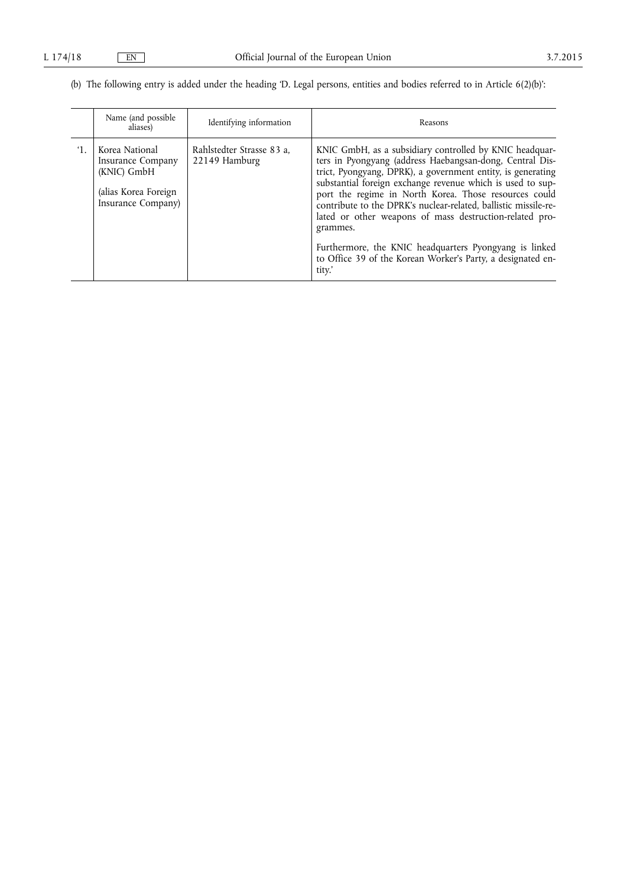(b) The following entry is added under the heading 'D. Legal persons, entities and bodies referred to in Article 6(2)(b)':

| | Name (and possible aliases) | Identifying information | Reasons |
|---|---|---|---|
| '1. | Korea National Insurance Company (KNIC) GmbH<br><br>(alias Korea Foreign Insurance Company) | Rahlstedter Strasse 83 a, 22149 Hamburg | KNIC GmbH, as a subsidiary controlled by KNIC headquarters in Pyongyang (address Haebangsan-dong, Central District, Pyongyang, DPRK), a government entity, is generating substantial foreign exchange revenue which is used to support the regime in North Korea. Those resources could contribute to the DPRK's nuclear-related, ballistic missile-related or other weapons of mass destruction-related programmes.<br><br>Furthermore, the KNIC headquarters Pyongyang is linked to Office 39 of the Korean Worker's Party, a designated entity.' |